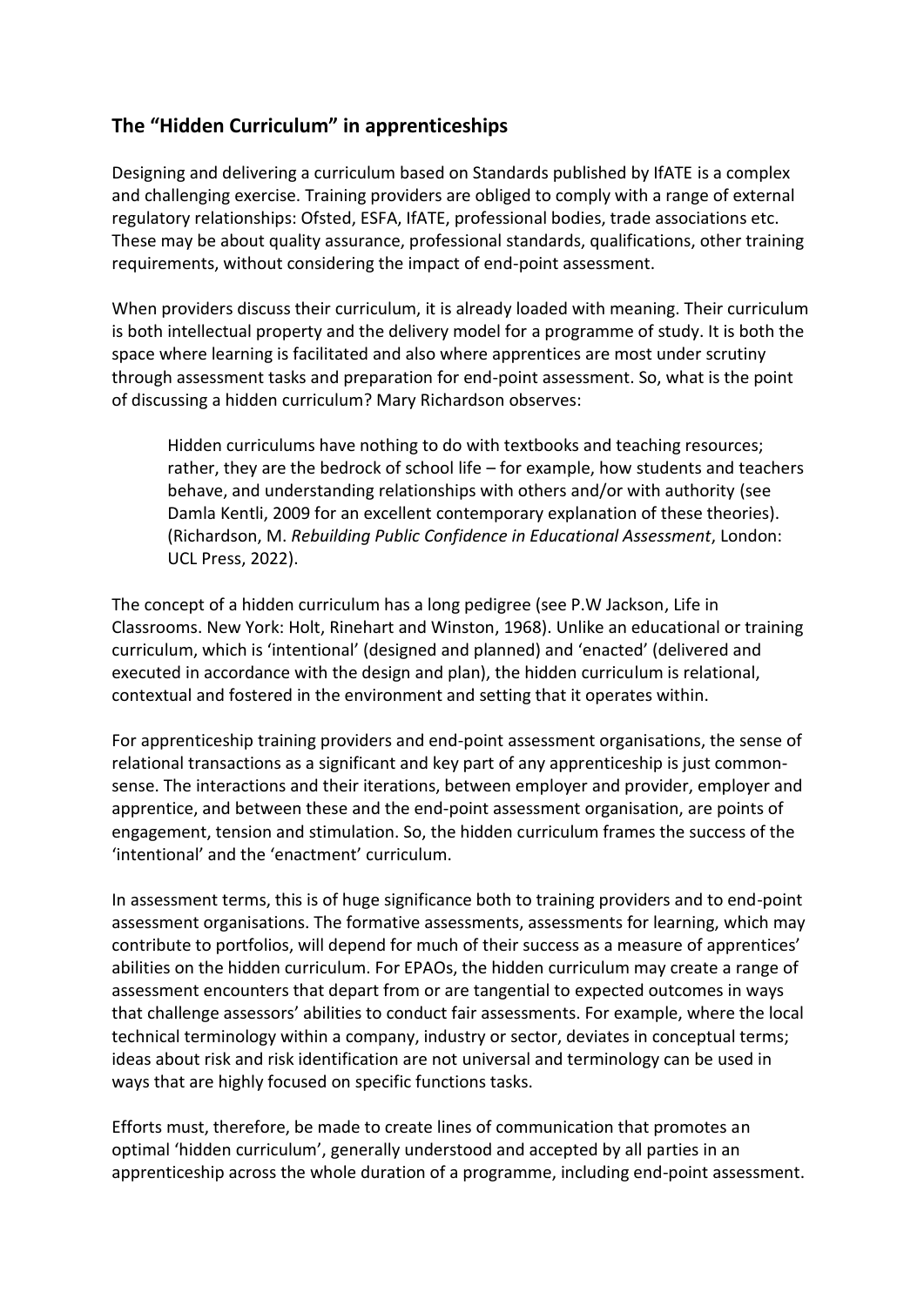## The "Hidden Curriculum" in apprenticeships

Designing and delivering a curriculum based on Standards published by IfATE is a complex and challenging exercise. Training providers are obliged to comply with a range of external regulatory relationships: Ofsted, ESFA, IfATE, professional bodies, trade associations etc. These may be about quality assurance, professional standards, qualifications, other training requirements, without considering the impact of end-point assessment.

When providers discuss their curriculum, it is already loaded with meaning. Their curriculum is both intellectual property and the delivery model for a programme of study. It is both the space where learning is facilitated and also where apprentices are most under scrutiny through assessment tasks and preparation for end-point assessment. So, what is the point of discussing a hidden curriculum? Mary Richardson observes:

> Hidden curriculums have nothing to do with textbooks and teaching resources; rather, they are the bedrock of school life – for example, how students and teachers behave, and understanding relationships with others and/or with authority (see Damla Kentli, 2009 for an excellent contemporary explanation of these theories). (Richardson, M. *Rebuilding Public Confidence in Educational Assessment*, London: UCL Press, 2022).

The concept of a hidden curriculum has a long pedigree (see P.W Jackson, Life in Classrooms. New York: Holt, Rinehart and Winston, 1968). Unlike an educational or training curriculum, which is 'intentional' (designed and planned) and 'enacted' (delivered and executed in accordance with the design and plan), the hidden curriculum is relational, contextual and fostered in the environment and setting that it operates within.

For apprenticeship training providers and end-point assessment organisations, the sense of relational transactions as a significant and key part of any apprenticeship is just common-sense. The interactions and their iterations, between employer and provider, employer and apprentice, and between these and the end-point assessment organisation, are points of engagement, tension and stimulation. So, the hidden curriculum frames the success of the 'intentional' and the 'enactment' curriculum.

In assessment terms, this is of huge significance both to training providers and to end-point assessment organisations. The formative assessments, assessments for learning, which may contribute to portfolios, will depend for much of their success as a measure of apprentices' abilities on the hidden curriculum. For EPAOs, the hidden curriculum may create a range of assessment encounters that depart from or are tangential to expected outcomes in ways that challenge assessors' abilities to conduct fair assessments. For example, where the local technical terminology within a company, industry or sector, deviates in conceptual terms; ideas about risk and risk identification are not universal and terminology can be used in ways that are highly focused on specific functions tasks.

Efforts must, therefore, be made to create lines of communication that promotes an optimal 'hidden curriculum', generally understood and accepted by all parties in an apprenticeship across the whole duration of a programme, including end-point assessment.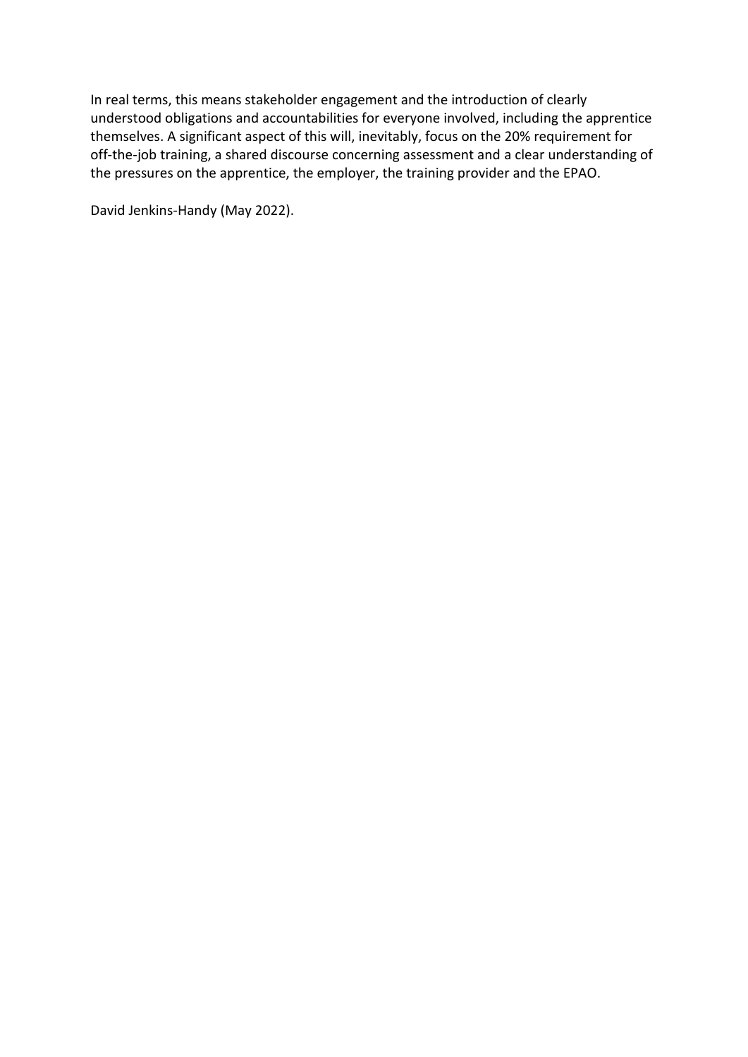In real terms, this means stakeholder engagement and the introduction of clearly understood obligations and accountabilities for everyone involved, including the apprentice themselves. A significant aspect of this will, inevitably, focus on the 20% requirement for off-the-job training, a shared discourse concerning assessment and a clear understanding of the pressures on the apprentice, the employer, the training provider and the EPAO.

David Jenkins-Handy (May 2022).